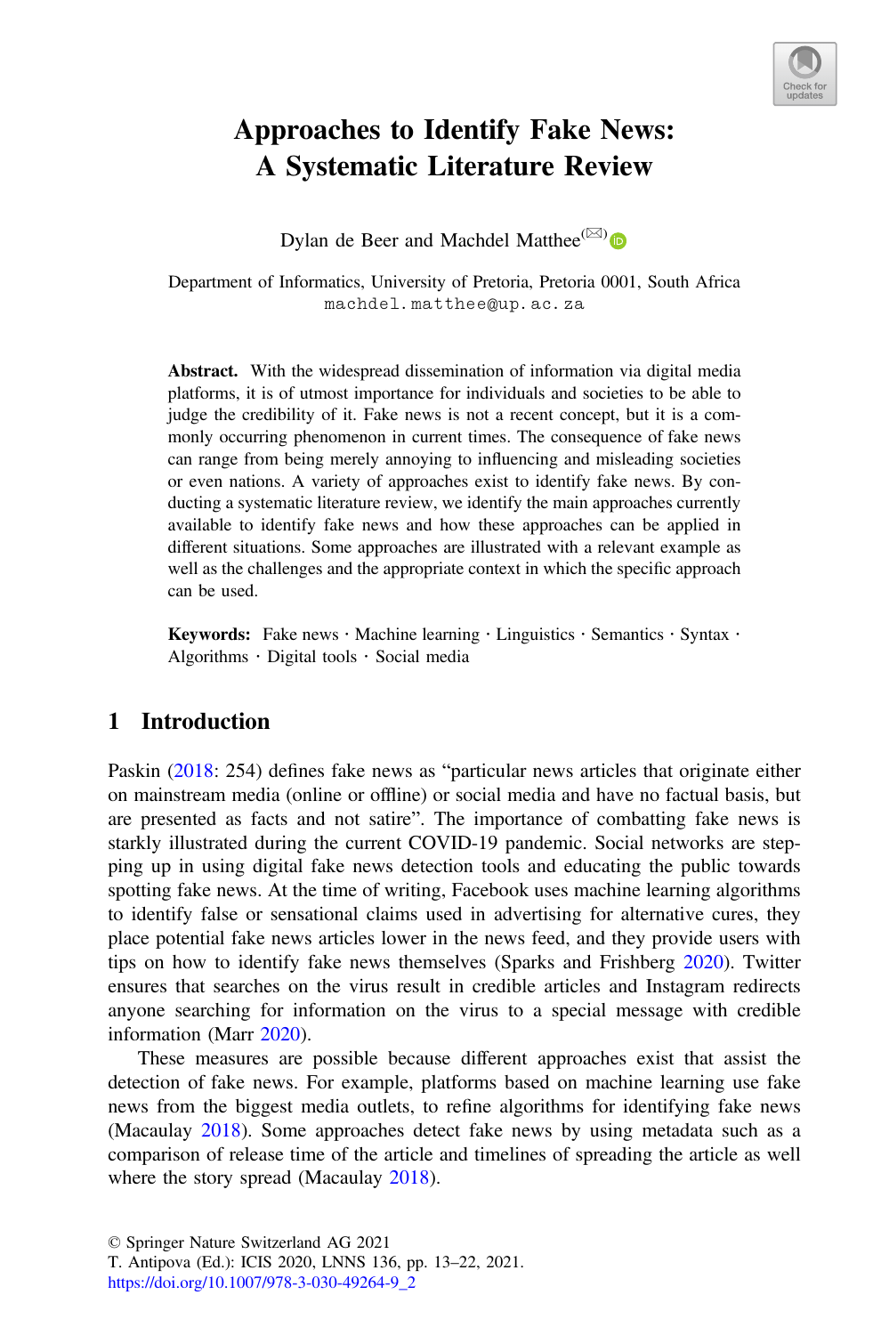# Approaches to Identify Fake News: A Systematic Literature Review

Dylan de Beer and Machdel Matthee

Department of Informatics, University of Pretoria, Pretoria 0001, South Africa
machdel.matthee@up.ac.za

**Abstract.** With the widespread dissemination of information via digital media platforms, it is of utmost importance for individuals and societies to be able to judge the credibility of it. Fake news is not a recent concept, but it is a commonly occurring phenomenon in current times. The consequence of fake news can range from being merely annoying to influencing and misleading societies or even nations. A variety of approaches exist to identify fake news. By conducting a systematic literature review, we identify the main approaches currently available to identify fake news and how these approaches can be applied in different situations. Some approaches are illustrated with a relevant example as well as the challenges and the appropriate context in which the specific approach can be used.

**Keywords:** Fake news · Machine learning · Linguistics · Semantics · Syntax · Algorithms · Digital tools · Social media

## 1 Introduction

Paskin (2018: 254) defines fake news as "particular news articles that originate either on mainstream media (online or offline) or social media and have no factual basis, but are presented as facts and not satire". The importance of combatting fake news is starkly illustrated during the current COVID-19 pandemic. Social networks are stepping up in using digital fake news detection tools and educating the public towards spotting fake news. At the time of writing, Facebook uses machine learning algorithms to identify false or sensational claims used in advertising for alternative cures, they place potential fake news articles lower in the news feed, and they provide users with tips on how to identify fake news themselves (Sparks and Frishberg 2020). Twitter ensures that searches on the virus result in credible articles and Instagram redirects anyone searching for information on the virus to a special message with credible information (Marr 2020).

These measures are possible because different approaches exist that assist the detection of fake news. For example, platforms based on machine learning use fake news from the biggest media outlets, to refine algorithms for identifying fake news (Macaulay 2018). Some approaches detect fake news by using metadata such as a comparison of release time of the article and timelines of spreading the article as well where the story spread (Macaulay 2018).

© Springer Nature Switzerland AG 2021
T. Antipova (Ed.): ICIS 2020, LNNS 136, pp. 13–22, 2021.
https://doi.org/10.1007/978-3-030-49264-9_2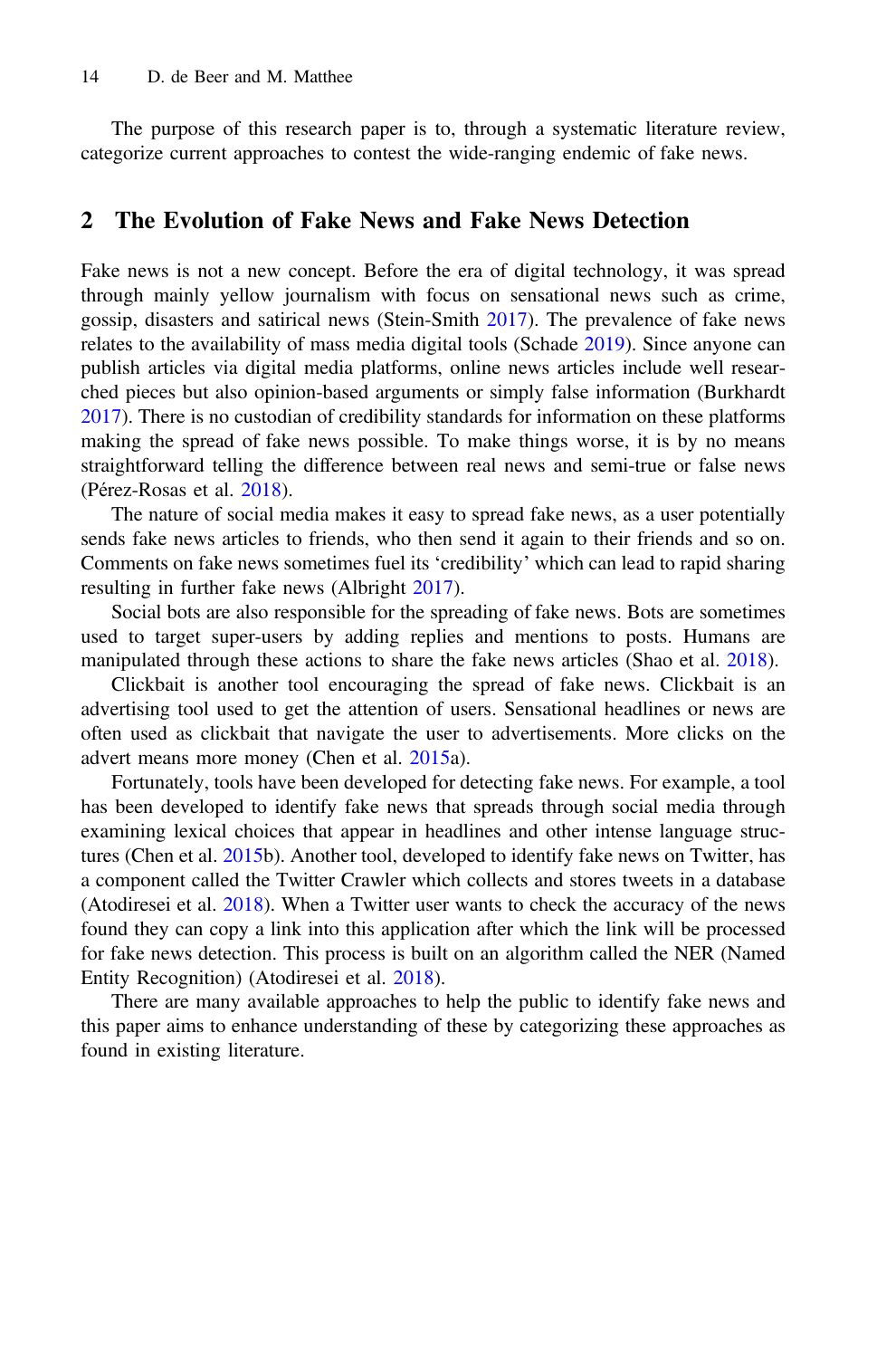The purpose of this research paper is to, through a systematic literature review, categorize current approaches to contest the wide-ranging endemic of fake news.

## 2 The Evolution of Fake News and Fake News Detection

Fake news is not a new concept. Before the era of digital technology, it was spread through mainly yellow journalism with focus on sensational news such as crime, gossip, disasters and satirical news (Stein-Smith 2017). The prevalence of fake news relates to the availability of mass media digital tools (Schade 2019). Since anyone can publish articles via digital media platforms, online news articles include well researched pieces but also opinion-based arguments or simply false information (Burkhardt 2017). There is no custodian of credibility standards for information on these platforms making the spread of fake news possible. To make things worse, it is by no means straightforward telling the difference between real news and semi-true or false news (Pérez-Rosas et al. 2018).

The nature of social media makes it easy to spread fake news, as a user potentially sends fake news articles to friends, who then send it again to their friends and so on. Comments on fake news sometimes fuel its 'credibility' which can lead to rapid sharing resulting in further fake news (Albright 2017).

Social bots are also responsible for the spreading of fake news. Bots are sometimes used to target super-users by adding replies and mentions to posts. Humans are manipulated through these actions to share the fake news articles (Shao et al. 2018).

Clickbait is another tool encouraging the spread of fake news. Clickbait is an advertising tool used to get the attention of users. Sensational headlines or news are often used as clickbait that navigate the user to advertisements. More clicks on the advert means more money (Chen et al. 2015a).

Fortunately, tools have been developed for detecting fake news. For example, a tool has been developed to identify fake news that spreads through social media through examining lexical choices that appear in headlines and other intense language structures (Chen et al. 2015b). Another tool, developed to identify fake news on Twitter, has a component called the Twitter Crawler which collects and stores tweets in a database (Atodiresei et al. 2018). When a Twitter user wants to check the accuracy of the news found they can copy a link into this application after which the link will be processed for fake news detection. This process is built on an algorithm called the NER (Named Entity Recognition) (Atodiresei et al. 2018).

There are many available approaches to help the public to identify fake news and this paper aims to enhance understanding of these by categorizing these approaches as found in existing literature.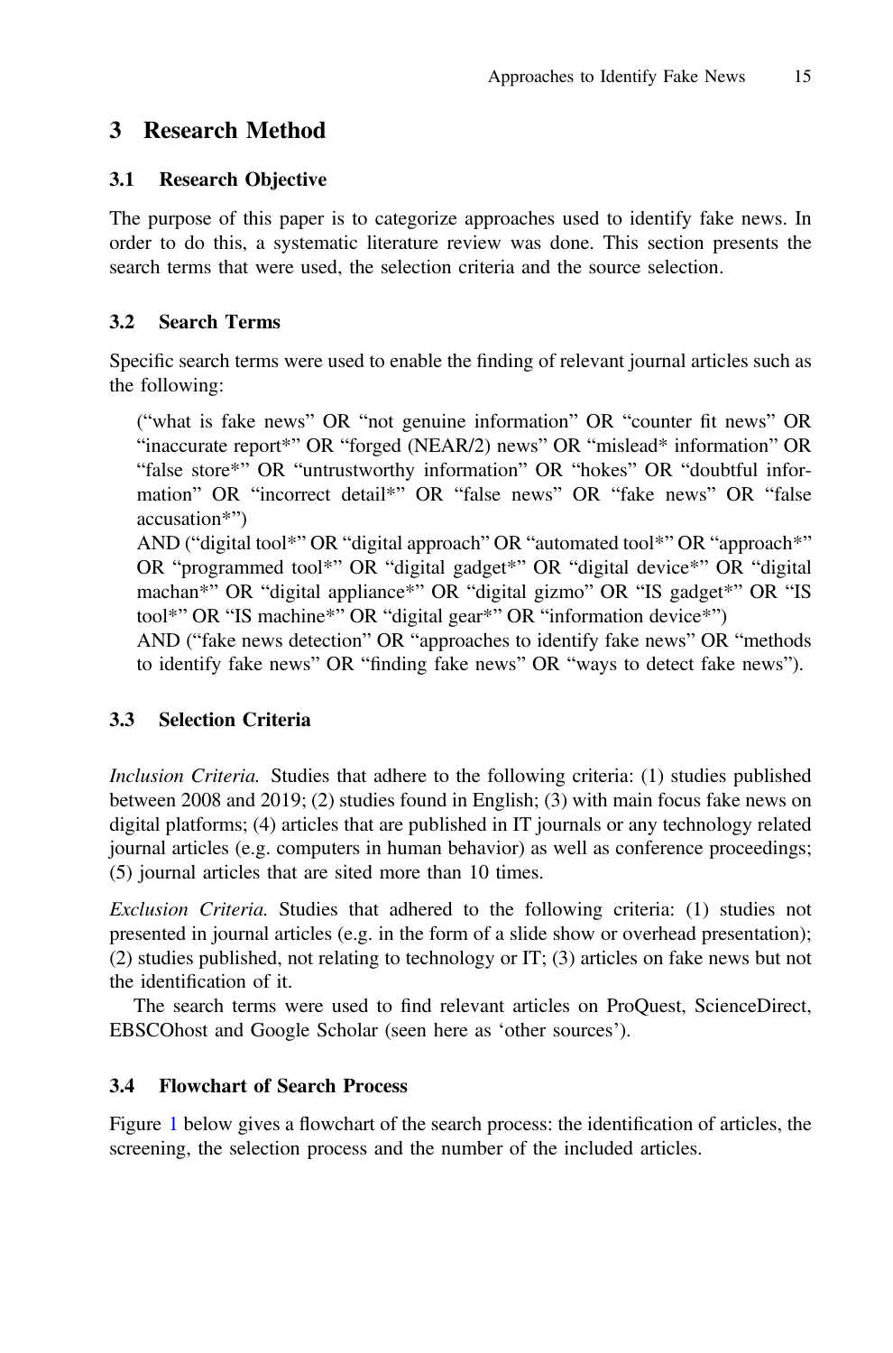## 3 Research Method

### 3.1 Research Objective

The purpose of this paper is to categorize approaches used to identify fake news. In order to do this, a systematic literature review was done. This section presents the search terms that were used, the selection criteria and the source selection.

### 3.2 Search Terms

Specific search terms were used to enable the finding of relevant journal articles such as the following:

> ("what is fake news" OR "not genuine information" OR "counter fit news" OR "inaccurate report*" OR "forged (NEAR/2) news" OR "mislead* information" OR "false store*" OR "untrustworthy information" OR "hokes" OR "doubtful information" OR "incorrect detail*" OR "false news" OR "fake news" OR "false accusation*")
> AND ("digital tool*" OR "digital approach" OR "automated tool*" OR "approach*" OR "programmed tool*" OR "digital gadget*" OR "digital device*" OR "digital machan*" OR "digital appliance*" OR "digital gizmo" OR "IS gadget*" OR "IS tool*" OR "IS machine*" OR "digital gear*" OR "information device*")
> AND ("fake news detection" OR "approaches to identify fake news" OR "methods to identify fake news" OR "finding fake news" OR "ways to detect fake news").

### 3.3 Selection Criteria

*Inclusion Criteria.* Studies that adhere to the following criteria: (1) studies published between 2008 and 2019; (2) studies found in English; (3) with main focus fake news on digital platforms; (4) articles that are published in IT journals or any technology related journal articles (e.g. computers in human behavior) as well as conference proceedings; (5) journal articles that are sited more than 10 times.

*Exclusion Criteria.* Studies that adhered to the following criteria: (1) studies not presented in journal articles (e.g. in the form of a slide show or overhead presentation); (2) studies published, not relating to technology or IT; (3) articles on fake news but not the identification of it.

The search terms were used to find relevant articles on ProQuest, ScienceDirect, EBSCOhost and Google Scholar (seen here as 'other sources').

### 3.4 Flowchart of Search Process

Figure 1 below gives a flowchart of the search process: the identification of articles, the screening, the selection process and the number of the included articles.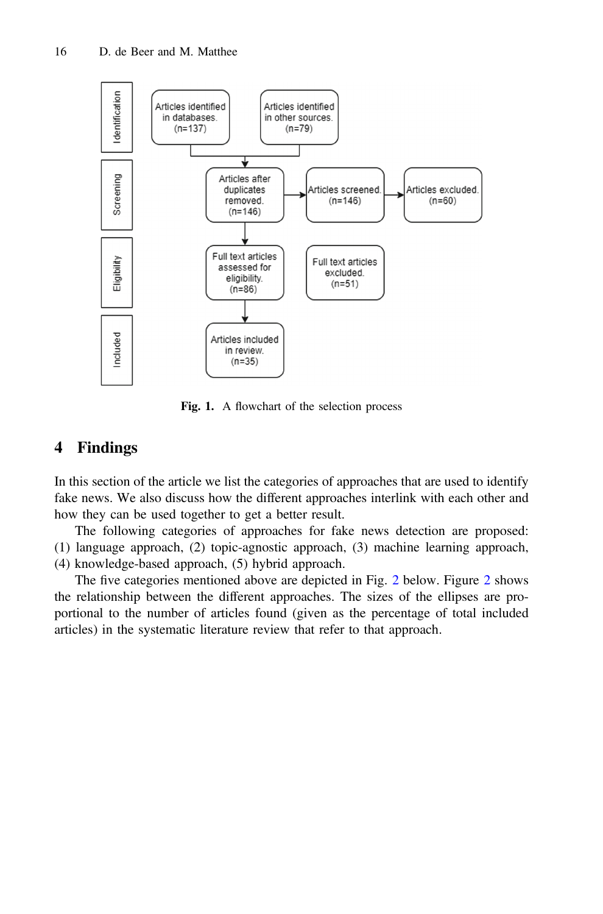Fig. 1. A flowchart of the selection process

## 4 Findings

In this section of the article we list the categories of approaches that are used to identify fake news. We also discuss how the different approaches interlink with each other and how they can be used together to get a better result.

The following categories of approaches for fake news detection are proposed: (1) language approach, (2) topic-agnostic approach, (3) machine learning approach, (4) knowledge-based approach, (5) hybrid approach.

The five categories mentioned above are depicted in Fig. 2 below. Figure 2 shows the relationship between the different approaches. The sizes of the ellipses are proportional to the number of articles found (given as the percentage of total included articles) in the systematic literature review that refer to that approach.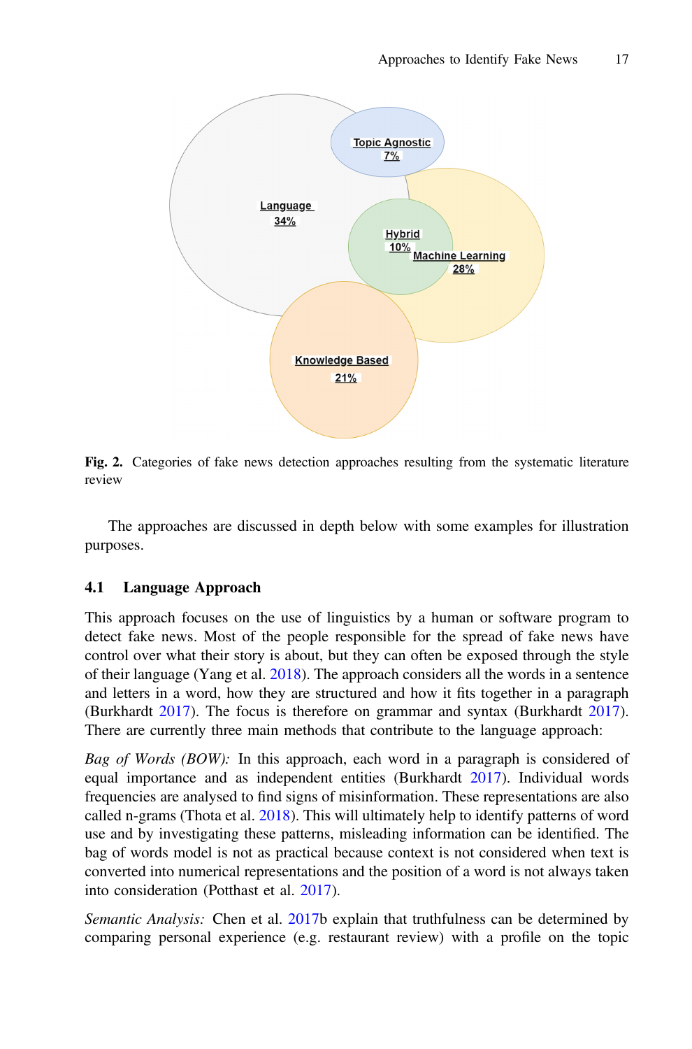Fig. 2. Categories of fake news detection approaches resulting from the systematic literature review

The approaches are discussed in depth below with some examples for illustration purposes.

### 4.1 Language Approach

This approach focuses on the use of linguistics by a human or software program to detect fake news. Most of the people responsible for the spread of fake news have control over what their story is about, but they can often be exposed through the style of their language (Yang et al. 2018). The approach considers all the words in a sentence and letters in a word, how they are structured and how it fits together in a paragraph (Burkhardt 2017). The focus is therefore on grammar and syntax (Burkhardt 2017). There are currently three main methods that contribute to the language approach:

*Bag of Words (BOW):* In this approach, each word in a paragraph is considered of equal importance and as independent entities (Burkhardt 2017). Individual words frequencies are analysed to find signs of misinformation. These representations are also called n-grams (Thota et al. 2018). This will ultimately help to identify patterns of word use and by investigating these patterns, misleading information can be identified. The bag of words model is not as practical because context is not considered when text is converted into numerical representations and the position of a word is not always taken into consideration (Potthast et al. 2017).

*Semantic Analysis:* Chen et al. 2017b explain that truthfulness can be determined by comparing personal experience (e.g. restaurant review) with a profile on the topic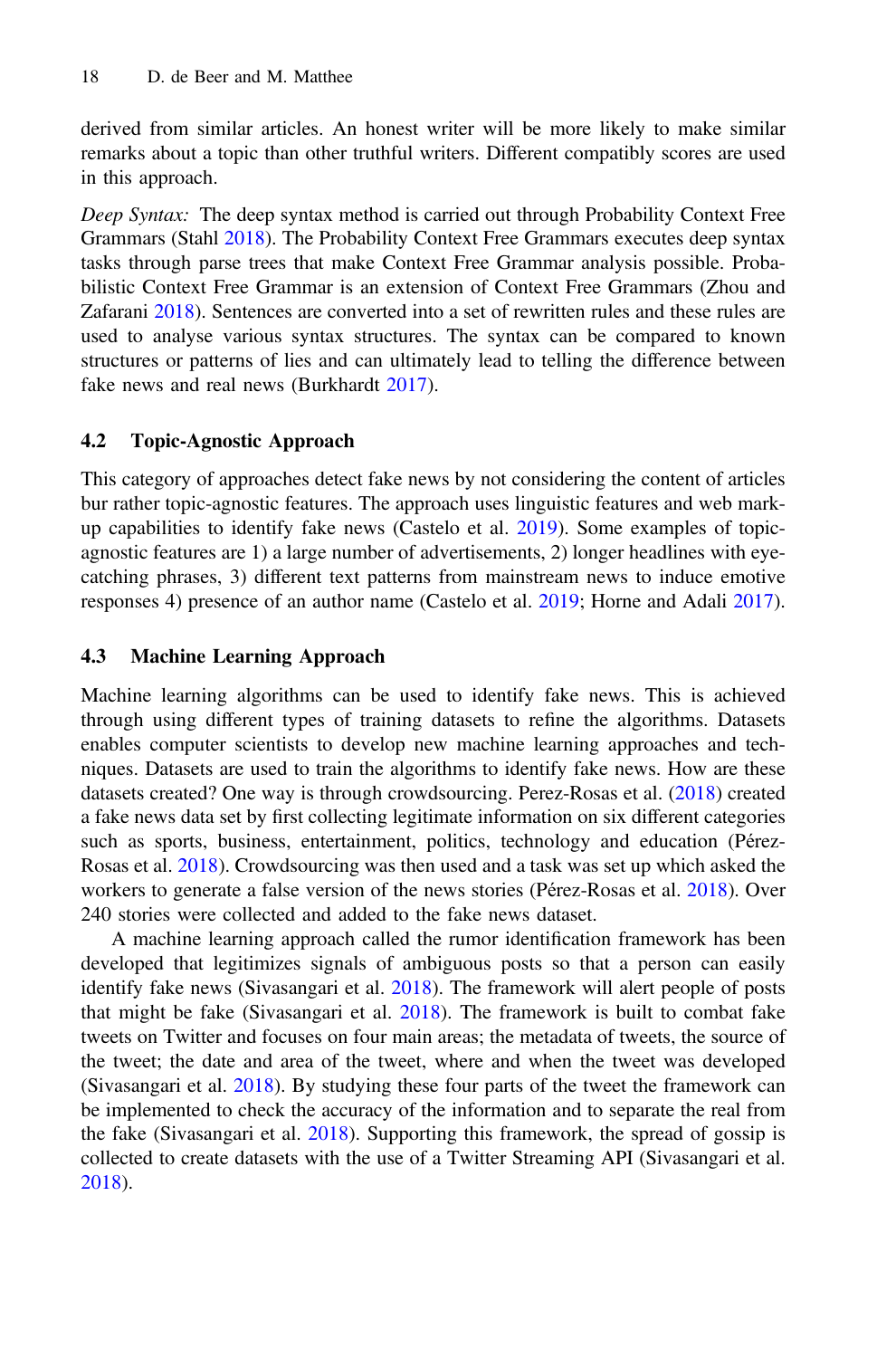derived from similar articles. An honest writer will be more likely to make similar remarks about a topic than other truthful writers. Different compatibly scores are used in this approach.

*Deep Syntax:* The deep syntax method is carried out through Probability Context Free Grammars (Stahl 2018). The Probability Context Free Grammars executes deep syntax tasks through parse trees that make Context Free Grammar analysis possible. Probabilistic Context Free Grammar is an extension of Context Free Grammars (Zhou and Zafarani 2018). Sentences are converted into a set of rewritten rules and these rules are used to analyse various syntax structures. The syntax can be compared to known structures or patterns of lies and can ultimately lead to telling the difference between fake news and real news (Burkhardt 2017).

### 4.2 Topic-Agnostic Approach

This category of approaches detect fake news by not considering the content of articles bur rather topic-agnostic features. The approach uses linguistic features and web markup capabilities to identify fake news (Castelo et al. 2019). Some examples of topic-agnostic features are 1) a large number of advertisements, 2) longer headlines with eye-catching phrases, 3) different text patterns from mainstream news to induce emotive responses 4) presence of an author name (Castelo et al. 2019; Horne and Adali 2017).

### 4.3 Machine Learning Approach

Machine learning algorithms can be used to identify fake news. This is achieved through using different types of training datasets to refine the algorithms. Datasets enables computer scientists to develop new machine learning approaches and techniques. Datasets are used to train the algorithms to identify fake news. How are these datasets created? One way is through crowdsourcing. Perez-Rosas et al. (2018) created a fake news data set by first collecting legitimate information on six different categories such as sports, business, entertainment, politics, technology and education (Pérez-Rosas et al. 2018). Crowdsourcing was then used and a task was set up which asked the workers to generate a false version of the news stories (Pérez-Rosas et al. 2018). Over 240 stories were collected and added to the fake news dataset.

A machine learning approach called the rumor identification framework has been developed that legitimizes signals of ambiguous posts so that a person can easily identify fake news (Sivasangari et al. 2018). The framework will alert people of posts that might be fake (Sivasangari et al. 2018). The framework is built to combat fake tweets on Twitter and focuses on four main areas; the metadata of tweets, the source of the tweet; the date and area of the tweet, where and when the tweet was developed (Sivasangari et al. 2018). By studying these four parts of the tweet the framework can be implemented to check the accuracy of the information and to separate the real from the fake (Sivasangari et al. 2018). Supporting this framework, the spread of gossip is collected to create datasets with the use of a Twitter Streaming API (Sivasangari et al. 2018).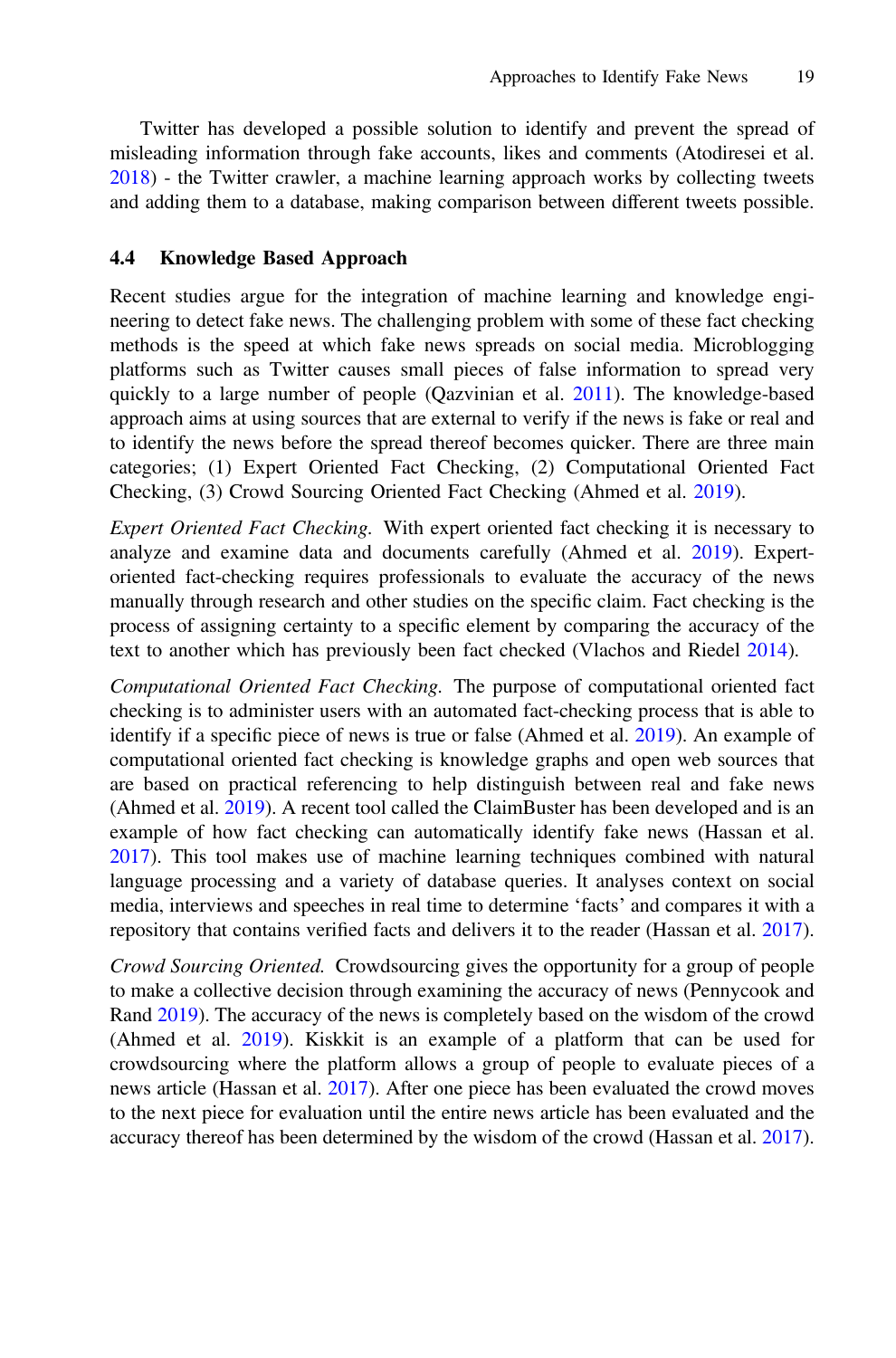Twitter has developed a possible solution to identify and prevent the spread of misleading information through fake accounts, likes and comments (Atodiresei et al. 2018) - the Twitter crawler, a machine learning approach works by collecting tweets and adding them to a database, making comparison between different tweets possible.

### 4.4 Knowledge Based Approach

Recent studies argue for the integration of machine learning and knowledge engineering to detect fake news. The challenging problem with some of these fact checking methods is the speed at which fake news spreads on social media. Microblogging platforms such as Twitter causes small pieces of false information to spread very quickly to a large number of people (Qazvinian et al. 2011). The knowledge-based approach aims at using sources that are external to verify if the news is fake or real and to identify the news before the spread thereof becomes quicker. There are three main categories; (1) Expert Oriented Fact Checking, (2) Computational Oriented Fact Checking, (3) Crowd Sourcing Oriented Fact Checking (Ahmed et al. 2019).

*Expert Oriented Fact Checking.* With expert oriented fact checking it is necessary to analyze and examine data and documents carefully (Ahmed et al. 2019). Expert-oriented fact-checking requires professionals to evaluate the accuracy of the news manually through research and other studies on the specific claim. Fact checking is the process of assigning certainty to a specific element by comparing the accuracy of the text to another which has previously been fact checked (Vlachos and Riedel 2014).

*Computational Oriented Fact Checking.* The purpose of computational oriented fact checking is to administer users with an automated fact-checking process that is able to identify if a specific piece of news is true or false (Ahmed et al. 2019). An example of computational oriented fact checking is knowledge graphs and open web sources that are based on practical referencing to help distinguish between real and fake news (Ahmed et al. 2019). A recent tool called the ClaimBuster has been developed and is an example of how fact checking can automatically identify fake news (Hassan et al. 2017). This tool makes use of machine learning techniques combined with natural language processing and a variety of database queries. It analyses context on social media, interviews and speeches in real time to determine 'facts' and compares it with a repository that contains verified facts and delivers it to the reader (Hassan et al. 2017).

*Crowd Sourcing Oriented.* Crowdsourcing gives the opportunity for a group of people to make a collective decision through examining the accuracy of news (Pennycook and Rand 2019). The accuracy of the news is completely based on the wisdom of the crowd (Ahmed et al. 2019). Kiskkit is an example of a platform that can be used for crowdsourcing where the platform allows a group of people to evaluate pieces of a news article (Hassan et al. 2017). After one piece has been evaluated the crowd moves to the next piece for evaluation until the entire news article has been evaluated and the accuracy thereof has been determined by the wisdom of the crowd (Hassan et al. 2017).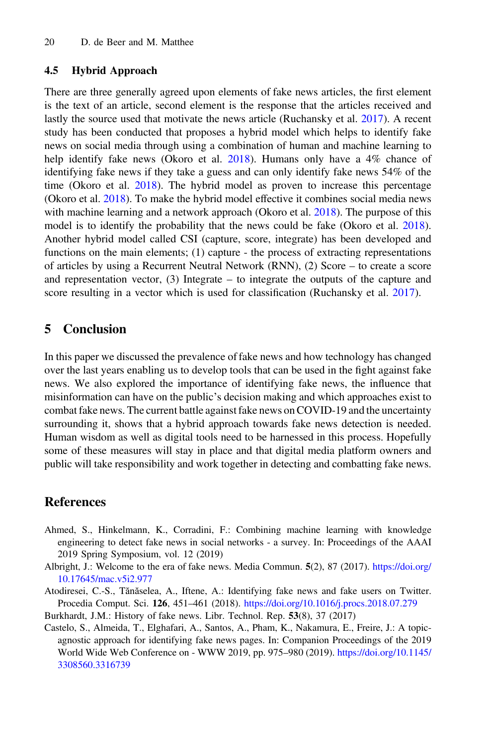### 4.5 Hybrid Approach

There are three generally agreed upon elements of fake news articles, the first element is the text of an article, second element is the response that the articles received and lastly the source used that motivate the news article (Ruchansky et al. 2017). A recent study has been conducted that proposes a hybrid model which helps to identify fake news on social media through using a combination of human and machine learning to help identify fake news (Okoro et al. 2018). Humans only have a 4% chance of identifying fake news if they take a guess and can only identify fake news 54% of the time (Okoro et al. 2018). The hybrid model as proven to increase this percentage (Okoro et al. 2018). To make the hybrid model effective it combines social media news with machine learning and a network approach (Okoro et al. 2018). The purpose of this model is to identify the probability that the news could be fake (Okoro et al. 2018). Another hybrid model called CSI (capture, score, integrate) has been developed and functions on the main elements; (1) capture - the process of extracting representations of articles by using a Recurrent Neutral Network (RNN), (2) Score – to create a score and representation vector, (3) Integrate – to integrate the outputs of the capture and score resulting in a vector which is used for classification (Ruchansky et al. 2017).

## 5 Conclusion

In this paper we discussed the prevalence of fake news and how technology has changed over the last years enabling us to develop tools that can be used in the fight against fake news. We also explored the importance of identifying fake news, the influence that misinformation can have on the public's decision making and which approaches exist to combat fake news. The current battle against fake news on COVID-19 and the uncertainty surrounding it, shows that a hybrid approach towards fake news detection is needed. Human wisdom as well as digital tools need to be harnessed in this process. Hopefully some of these measures will stay in place and that digital media platform owners and public will take responsibility and work together in detecting and combatting fake news.

## References

Ahmed, S., Hinkelmann, K., Corradini, F.: Combining machine learning with knowledge engineering to detect fake news in social networks - a survey. In: Proceedings of the AAAI 2019 Spring Symposium, vol. 12 (2019)

Albright, J.: Welcome to the era of fake news. Media Commun. **5**(2), 87 (2017). https://doi.org/10.17645/mac.v5i2.977

Atodiresei, C.-S., Tănăselea, A., Iftene, A.: Identifying fake news and fake users on Twitter. Procedia Comput. Sci. **126**, 451–461 (2018). https://doi.org/10.1016/j.procs.2018.07.279

Burkhardt, J.M.: History of fake news. Libr. Technol. Rep. **53**(8), 37 (2017)

Castelo, S., Almeida, T., Elghafari, A., Santos, A., Pham, K., Nakamura, E., Freire, J.: A topic-agnostic approach for identifying fake news pages. In: Companion Proceedings of the 2019 World Wide Web Conference on - WWW 2019, pp. 975–980 (2019). https://doi.org/10.1145/3308560.3316739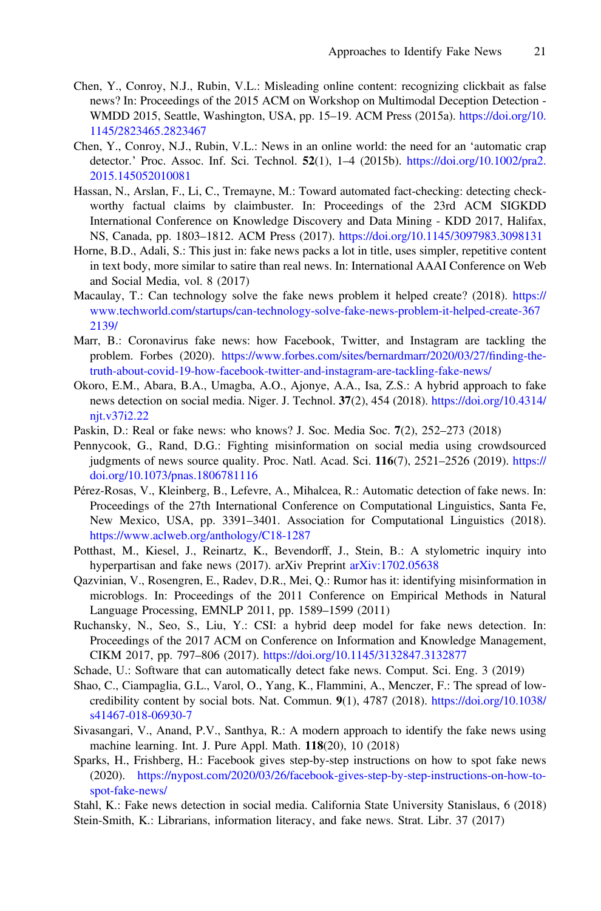Chen, Y., Conroy, N.J., Rubin, V.L.: Misleading online content: recognizing clickbait as false news? In: Proceedings of the 2015 ACM on Workshop on Multimodal Deception Detection - WMDD 2015, Seattle, Washington, USA, pp. 15–19. ACM Press (2015a). https://doi.org/10.1145/2823465.2823467

Chen, Y., Conroy, N.J., Rubin, V.L.: News in an online world: the need for an 'automatic crap detector.' Proc. Assoc. Inf. Sci. Technol. **52**(1), 1–4 (2015b). https://doi.org/10.1002/pra2.2015.145052010081

Hassan, N., Arslan, F., Li, C., Tremayne, M.: Toward automated fact-checking: detecting check-worthy factual claims by claimbuster. In: Proceedings of the 23rd ACM SIGKDD International Conference on Knowledge Discovery and Data Mining - KDD 2017, Halifax, NS, Canada, pp. 1803–1812. ACM Press (2017). https://doi.org/10.1145/3097983.3098131

Horne, B.D., Adali, S.: This just in: fake news packs a lot in title, uses simpler, repetitive content in text body, more similar to satire than real news. In: International AAAI Conference on Web and Social Media, vol. 8 (2017)

Macaulay, T.: Can technology solve the fake news problem it helped create? (2018). https://www.techworld.com/startups/can-technology-solve-fake-news-problem-it-helped-create-3672139/

Marr, B.: Coronavirus fake news: how Facebook, Twitter, and Instagram are tackling the problem. Forbes (2020). https://www.forbes.com/sites/bernardmarr/2020/03/27/finding-the-truth-about-covid-19-how-facebook-twitter-and-instagram-are-tackling-fake-news/

Okoro, E.M., Abara, B.A., Umagba, A.O., Ajonye, A.A., Isa, Z.S.: A hybrid approach to fake news detection on social media. Niger. J. Technol. **37**(2), 454 (2018). https://doi.org/10.4314/njt.v37i2.22

Paskin, D.: Real or fake news: who knows? J. Soc. Media Soc. **7**(2), 252–273 (2018)

Pennycook, G., Rand, D.G.: Fighting misinformation on social media using crowdsourced judgments of news source quality. Proc. Natl. Acad. Sci. **116**(7), 2521–2526 (2019). https://doi.org/10.1073/pnas.1806781116

Pérez-Rosas, V., Kleinberg, B., Lefevre, A., Mihalcea, R.: Automatic detection of fake news. In: Proceedings of the 27th International Conference on Computational Linguistics, Santa Fe, New Mexico, USA, pp. 3391–3401. Association for Computational Linguistics (2018). https://www.aclweb.org/anthology/C18-1287

Potthast, M., Kiesel, J., Reinartz, K., Bevendorff, J., Stein, B.: A stylometric inquiry into hyperpartisan and fake news (2017). arXiv Preprint arXiv:1702.05638

Qazvinian, V., Rosengren, E., Radev, D.R., Mei, Q.: Rumor has it: identifying misinformation in microblogs. In: Proceedings of the 2011 Conference on Empirical Methods in Natural Language Processing, EMNLP 2011, pp. 1589–1599 (2011)

Ruchansky, N., Seo, S., Liu, Y.: CSI: a hybrid deep model for fake news detection. In: Proceedings of the 2017 ACM on Conference on Information and Knowledge Management, CIKM 2017, pp. 797–806 (2017). https://doi.org/10.1145/3132847.3132877

Schade, U.: Software that can automatically detect fake news. Comput. Sci. Eng. 3 (2019)

Shao, C., Ciampaglia, G.L., Varol, O., Yang, K., Flammini, A., Menczer, F.: The spread of low-credibility content by social bots. Nat. Commun. **9**(1), 4787 (2018). https://doi.org/10.1038/s41467-018-06930-7

Sivasangari, V., Anand, P.V., Santhya, R.: A modern approach to identify the fake news using machine learning. Int. J. Pure Appl. Math. **118**(20), 10 (2018)

Sparks, H., Frishberg, H.: Facebook gives step-by-step instructions on how to spot fake news (2020). https://nypost.com/2020/03/26/facebook-gives-step-by-step-instructions-on-how-to-spot-fake-news/

Stahl, K.: Fake news detection in social media. California State University Stanislaus, 6 (2018)

Stein-Smith, K.: Librarians, information literacy, and fake news. Strat. Libr. 37 (2017)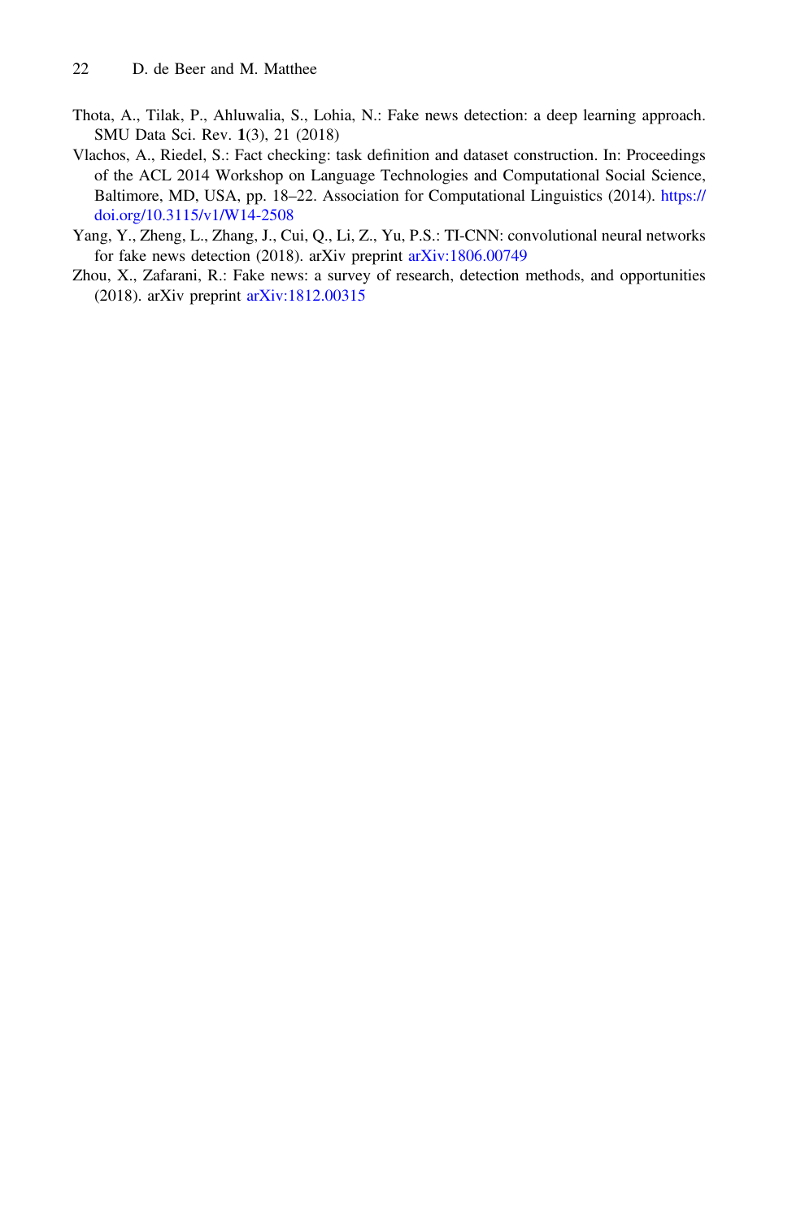Thota, A., Tilak, P., Ahluwalia, S., Lohia, N.: Fake news detection: a deep learning approach. SMU Data Sci. Rev. **1**(3), 21 (2018)

Vlachos, A., Riedel, S.: Fact checking: task definition and dataset construction. In: Proceedings of the ACL 2014 Workshop on Language Technologies and Computational Social Science, Baltimore, MD, USA, pp. 18–22. Association for Computational Linguistics (2014). https://doi.org/10.3115/v1/W14-2508

Yang, Y., Zheng, L., Zhang, J., Cui, Q., Li, Z., Yu, P.S.: TI-CNN: convolutional neural networks for fake news detection (2018). arXiv preprint arXiv:1806.00749

Zhou, X., Zafarani, R.: Fake news: a survey of research, detection methods, and opportunities (2018). arXiv preprint arXiv:1812.00315